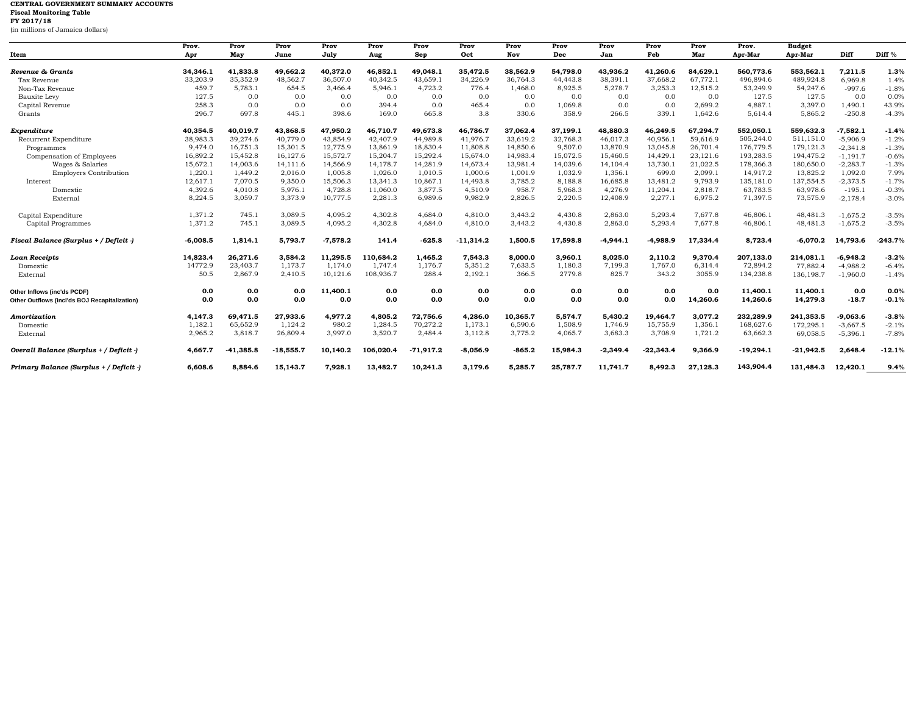**CENTRAL GOVERNMENT SUMMARY ACCOUNTS**
**Fiscal Monitoring Table**
**FY 2017/18**
(in millions of Jamaica dollars)

| Item | Prov. Apr | Prov May | Prov June | Prov July | Prov Aug | Prov Sep | Prov Oct | Prov Nov | Prov Dec | Prov Jan | Prov Feb | Prov Mar | Prov. Apr-Mar | Budget Apr-Mar | Diff | Diff % |
|---|---|---|---|---|---|---|---|---|---|---|---|---|---|---|---|---|
| ***Revenue & Grants*** | **34,346.1** | **41,833.8** | **49,662.2** | **40,372.0** | **46,852.1** | **49,048.1** | **35,472.5** | **38,562.9** | **54,798.0** | **43,936.2** | **41,260.6** | **84,629.1** | **560,773.6** | **553,562.1** | **7,211.5** | **1.3%** |
| Tax Revenue | 33,203.9 | 35,352.9 | 48,562.7 | 36,507.0 | 40,342.5 | 43,659.1 | 34,226.9 | 36,764.3 | 44,443.8 | 38,391.1 | 37,668.2 | 67,772.1 | 496,894.6 | 489,924.8 | 6,969.8 | 1.4% |
| Non-Tax Revenue | 459.7 | 5,783.1 | 654.5 | 3,466.4 | 5,946.1 | 4,723.2 | 776.4 | 1,468.0 | 8,925.5 | 5,278.7 | 3,253.3 | 12,515.2 | 53,249.9 | 54,247.6 | -997.6 | -1.8% |
| Bauxite Levy | 127.5 | 0.0 | 0.0 | 0.0 | 0.0 | 0.0 | 0.0 | 0.0 | 0.0 | 0.0 | 0.0 | 0.0 | 127.5 | 127.5 | 0.0 | 0.0% |
| Capital Revenue | 258.3 | 0.0 | 0.0 | 0.0 | 394.4 | 0.0 | 465.4 | 0.0 | 1,069.8 | 0.0 | 0.0 | 2,699.2 | 4,887.1 | 3,397.0 | 1,490.1 | 43.9% |
| Grants | 296.7 | 697.8 | 445.1 | 398.6 | 169.0 | 665.8 | 3.8 | 330.6 | 358.9 | 266.5 | 339.1 | 1,642.6 | 5,614.4 | 5,865.2 | -250.8 | -4.3% |
| ***Expenditure*** | **40,354.5** | **40,019.7** | **43,868.5** | **47,950.2** | **46,710.7** | **49,673.8** | **46,786.7** | **37,062.4** | **37,199.1** | **48,880.3** | **46,249.5** | **67,294.7** | **552,050.1** | **559,632.3** | **-7,582.1** | **-1.4%** |
| Recurrent Expenditure | 38,983.3 | 39,274.6 | 40,779.0 | 43,854.9 | 42,407.9 | 44,989.8 | 41,976.7 | 33,619.2 | 32,768.3 | 46,017.3 | 40,956.1 | 59,616.9 | 505,244.0 | 511,151.0 | -5,906.9 | -1.2% |
| Programmes | 9,474.0 | 16,751.3 | 15,301.5 | 12,775.9 | 13,861.9 | 18,830.4 | 11,808.8 | 14,850.6 | 9,507.0 | 13,870.9 | 13,045.8 | 26,701.4 | 176,779.5 | 179,121.3 | -2,341.8 | -1.3% |
| Compensation of Employees | 16,892.2 | 15,452.8 | 16,127.6 | 15,572.7 | 15,204.7 | 15,292.4 | 15,674.0 | 14,983.4 | 15,072.5 | 15,460.5 | 14,429.1 | 23,121.6 | 193,283.5 | 194,475.2 | -1,191.7 | -0.6% |
| Wages & Salaries | 15,672.1 | 14,003.6 | 14,111.6 | 14,566.9 | 14,178.7 | 14,281.9 | 14,673.4 | 13,981.4 | 14,039.6 | 14,104.4 | 13,730.1 | 21,022.5 | 178,366.3 | 180,650.0 | -2,283.7 | -1.3% |
| Employers Contribution | 1,220.1 | 1,449.2 | 2,016.0 | 1,005.8 | 1,026.0 | 1,010.5 | 1,000.6 | 1,001.9 | 1,032.9 | 1,356.1 | 699.0 | 2,099.1 | 14,917.2 | 13,825.2 | 1,092.0 | 7.9% |
| Interest | 12,617.1 | 7,070.5 | 9,350.0 | 15,506.3 | 13,341.3 | 10,867.1 | 14,493.8 | 3,785.2 | 8,188.8 | 16,685.8 | 13,481.2 | 9,793.9 | 135,181.0 | 137,554.5 | -2,373.5 | -1.7% |
| Domestic | 4,392.6 | 4,010.8 | 5,976.1 | 4,728.8 | 11,060.0 | 3,877.5 | 4,510.9 | 958.7 | 5,968.3 | 4,276.9 | 11,204.1 | 2,818.7 | 63,783.5 | 63,978.6 | -195.1 | -0.3% |
| External | 8,224.5 | 3,059.7 | 3,373.9 | 10,777.5 | 2,281.3 | 6,989.6 | 9,982.9 | 2,826.5 | 2,220.5 | 12,408.9 | 2,277.1 | 6,975.2 | 71,397.5 | 73,575.9 | -2,178.4 | -3.0% |
| Capital Expenditure | 1,371.2 | 745.1 | 3,089.5 | 4,095.2 | 4,302.8 | 4,684.0 | 4,810.0 | 3,443.2 | 4,430.8 | 2,863.0 | 5,293.4 | 7,677.8 | 46,806.1 | 48,481.3 | -1,675.2 | -3.5% |
| Capital Programmes | 1,371.2 | 745.1 | 3,089.5 | 4,095.2 | 4,302.8 | 4,684.0 | 4,810.0 | 3,443.2 | 4,430.8 | 2,863.0 | 5,293.4 | 7,677.8 | 46,806.1 | 48,481.3 | -1,675.2 | -3.5% |
| ***Fiscal Balance (Surplus + / Deficit -)*** | **-6,008.5** | **1,814.1** | **5,793.7** | **-7,578.2** | **141.4** | **-625.8** | **-11,314.2** | **1,500.5** | **17,598.8** | **-4,944.1** | **-4,988.9** | **17,334.4** | **8,723.4** | **-6,070.2** | **14,793.6** | **-243.7%** |
| ***Loan Receipts*** | **14,823.4** | **26,271.6** | **3,584.2** | **11,295.5** | **110,684.2** | **1,465.2** | **7,543.3** | **8,000.0** | **3,960.1** | **8,025.0** | **2,110.2** | **9,370.4** | **207,133.0** | **214,081.1** | **-6,948.2** | **-3.2%** |
| Domestic | 14772.9 | 23,403.7 | 1,173.7 | 1,174.0 | 1,747.4 | 1,176.7 | 5,351.2 | 7,633.5 | 1,180.3 | 7,199.3 | 1,767.0 | 6,314.4 | 72,894.2 | 77,882.4 | -4,988.2 | -6.4% |
| External | 50.5 | 2,867.9 | 2,410.5 | 10,121.6 | 108,936.7 | 288.4 | 2,192.1 | 366.5 | 2779.8 | 825.7 | 343.2 | 3055.9 | 134,238.8 | 136,198.7 | -1,960.0 | -1.4% |
| **Other Inflows (inc'ds PCDF)** | **0.0** | **0.0** | **0.0** | **11,400.1** | **0.0** | **0.0** | **0.0** | **0.0** | **0.0** | **0.0** | **0.0** | **0.0** | **11,400.1** | **11,400.1** | **0.0** | **0.0%** |
| **Other Outflows (incl'ds BOJ Recapitalization)** | **0.0** | **0.0** | **0.0** | **0.0** | **0.0** | **0.0** | **0.0** | **0.0** | **0.0** | **0.0** | **0.0** | **14,260.6** | **14,260.6** | **14,279.3** | **-18.7** | **-0.1%** |
| ***Amortization*** | **4,147.3** | **69,471.5** | **27,933.6** | **4,977.2** | **4,805.2** | **72,756.6** | **4,286.0** | **10,365.7** | **5,574.7** | **5,430.2** | **19,464.7** | **3,077.2** | **232,289.9** | **241,353.5** | **-9,063.6** | **-3.8%** |
| Domestic | 1,182.1 | 65,652.9 | 1,124.2 | 980.2 | 1,284.5 | 70,272.2 | 1,173.1 | 6,590.6 | 1,508.9 | 1,746.9 | 15,755.9 | 1,356.1 | 168,627.6 | 172,295.1 | -3,667.5 | -2.1% |
| External | 2,965.2 | 3,818.7 | 26,809.4 | 3,997.0 | 3,520.7 | 2,484.4 | 3,112.8 | 3,775.2 | 4,065.7 | 3,683.3 | 3,708.9 | 1,721.2 | 63,662.3 | 69,058.5 | -5,396.1 | -7.8% |
| ***Overall Balance (Surplus + / Deficit -)*** | **4,667.7** | **-41,385.8** | **-18,555.7** | **10,140.2** | **106,020.4** | **-71,917.2** | **-8,056.9** | **-865.2** | **15,984.3** | **-2,349.4** | **-22,343.4** | **9,366.9** | **-19,294.1** | **-21,942.5** | **2,648.4** | **-12.1%** |
| ***Primary Balance (Surplus + / Deficit -)*** | **6,608.6** | **8,884.6** | **15,143.7** | **7,928.1** | **13,482.7** | **10,241.3** | **3,179.6** | **5,285.7** | **25,787.7** | **11,741.7** | **8,492.3** | **27,128.3** | **143,904.4** | **131,484.3** | **12,420.1** | **9.4%** |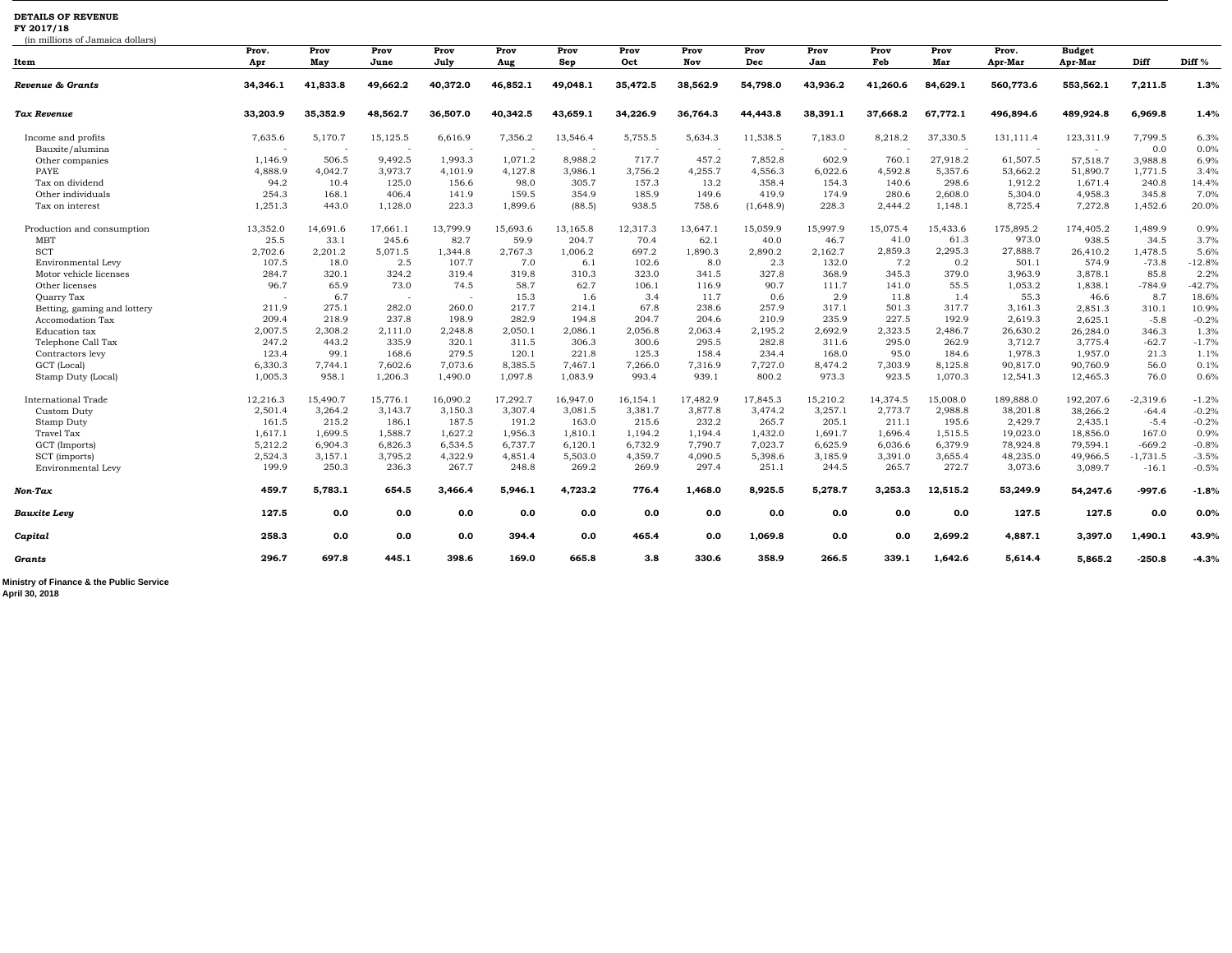**DETAILS OF REVENUE**
**FY 2017/18**
(in millions of Jamaica dollars)

| Item | Prov. Apr | Prov May | Prov June | Prov July | Prov Aug | Prov Sep | Prov Oct | Prov Nov | Prov Dec | Prov Jan | Prov Feb | Prov Mar | Prov. Apr-Mar | Budget Apr-Mar | Diff | Diff % |
|---|---|---|---|---|---|---|---|---|---|---|---|---|---|---|---|---|
| ***Revenue & Grants*** | **34,346.1** | **41,833.8** | **49,662.2** | **40,372.0** | **46,852.1** | **49,048.1** | **35,472.5** | **38,562.9** | **54,798.0** | **43,936.2** | **41,260.6** | **84,629.1** | **560,773.6** | **553,562.1** | **7,211.5** | **1.3%** |
| ***Tax Revenue*** | **33,203.9** | **35,352.9** | **48,562.7** | **36,507.0** | **40,342.5** | **43,659.1** | **34,226.9** | **36,764.3** | **44,443.8** | **38,391.1** | **37,668.2** | **67,772.1** | **496,894.6** | **489,924.8** | **6,969.8** | **1.4%** |
| Income and profits | 7,635.6 | 5,170.7 | 15,125.5 | 6,616.9 | 7,356.2 | 13,546.4 | 5,755.5 | 5,634.3 | 11,538.5 | 7,183.0 | 8,218.2 | 37,330.5 | 131,111.4 | 123,311.9 | 7,799.5 | 6.3% |
| Bauxite/alumina | - | - | - | - | - | - | - | - | - | - | - | - | - | - | 0.0 | 0.0% |
| Other companies | 1,146.9 | 506.5 | 9,492.5 | 1,993.3 | 1,071.2 | 8,988.2 | 717.7 | 457.2 | 7,852.8 | 602.9 | 760.1 | 27,918.2 | 61,507.5 | 57,518.7 | 3,988.8 | 6.9% |
| PAYE | 4,888.9 | 4,042.7 | 3,973.7 | 4,101.9 | 4,127.8 | 3,986.1 | 3,756.2 | 4,255.7 | 4,556.3 | 6,022.6 | 4,592.8 | 5,357.6 | 53,662.2 | 51,890.7 | 1,771.5 | 3.4% |
| Tax on dividend | 94.2 | 10.4 | 125.0 | 156.6 | 98.0 | 305.7 | 157.3 | 13.2 | 358.4 | 154.3 | 140.6 | 298.6 | 1,912.2 | 1,671.4 | 240.8 | 14.4% |
| Other individuals | 254.3 | 168.1 | 406.4 | 141.9 | 159.5 | 354.9 | 185.9 | 149.6 | 419.9 | 174.9 | 280.6 | 2,608.0 | 5,304.0 | 4,958.3 | 345.8 | 7.0% |
| Tax on interest | 1,251.3 | 443.0 | 1,128.0 | 223.3 | 1,899.6 | (88.5) | 938.5 | 758.6 | (1,648.9) | 228.3 | 2,444.2 | 1,148.1 | 8,725.4 | 7,272.8 | 1,452.6 | 20.0% |
| Production and consumption | 13,352.0 | 14,691.6 | 17,661.1 | 13,799.9 | 15,693.6 | 13,165.8 | 12,317.3 | 13,647.1 | 15,059.9 | 15,997.9 | 15,075.4 | 15,433.6 | 175,895.2 | 174,405.2 | 1,489.9 | 0.9% |
| MBT | 25.5 | 33.1 | 245.6 | 82.7 | 59.9 | 204.7 | 70.4 | 62.1 | 40.0 | 46.7 | 41.0 | 61.3 | 973.0 | 938.5 | 34.5 | 3.7% |
| SCT | 2,702.6 | 2,201.2 | 5,071.5 | 1,344.8 | 2,767.3 | 1,006.2 | 697.2 | 1,890.3 | 2,890.2 | 2,162.7 | 2,859.3 | 2,295.3 | 27,888.7 | 26,410.2 | 1,478.5 | 5.6% |
| Environmental Levy | 107.5 | 18.0 | 2.5 | 107.7 | 7.0 | 6.1 | 102.6 | 8.0 | 2.3 | 132.0 | 7.2 | 0.2 | 501.1 | 574.9 | -73.8 | -12.8% |
| Motor vehicle licenses | 284.7 | 320.1 | 324.2 | 319.4 | 319.8 | 310.3 | 323.0 | 341.5 | 327.8 | 368.9 | 345.3 | 379.0 | 3,963.9 | 3,878.1 | 85.8 | 2.2% |
| Other licenses | 96.7 | 65.9 | 73.0 | 74.5 | 58.7 | 62.7 | 106.1 | 116.9 | 90.7 | 111.7 | 141.0 | 55.5 | 1,053.2 | 1,838.1 | -784.9 | -42.7% |
| Quarry Tax | - | 6.7 | - | - | 15.3 | 1.6 | 3.4 | 11.7 | 0.6 | 2.9 | 11.8 | 1.4 | 55.3 | 46.6 | 8.7 | 18.6% |
| Betting, gaming and lottery | 211.9 | 275.1 | 282.0 | 260.0 | 217.7 | 214.1 | 67.8 | 238.6 | 257.9 | 317.1 | 501.3 | 317.7 | 3,161.3 | 2,851.3 | 310.1 | 10.9% |
| Accomodation Tax | 209.4 | 218.9 | 237.8 | 198.9 | 282.9 | 194.8 | 204.7 | 204.6 | 210.9 | 235.9 | 227.5 | 192.9 | 2,619.3 | 2,625.1 | -5.8 | -0.2% |
| Education tax | 2,007.5 | 2,308.2 | 2,111.0 | 2,248.8 | 2,050.1 | 2,086.1 | 2,056.8 | 2,063.4 | 2,195.2 | 2,692.9 | 2,323.5 | 2,486.7 | 26,630.2 | 26,284.0 | 346.3 | 1.3% |
| Telephone Call Tax | 247.2 | 443.2 | 335.9 | 320.1 | 311.5 | 306.3 | 300.6 | 295.5 | 282.8 | 311.6 | 295.0 | 262.9 | 3,712.7 | 3,775.4 | -62.7 | -1.7% |
| Contractors levy | 123.4 | 99.1 | 168.6 | 279.5 | 120.1 | 221.8 | 125.3 | 158.4 | 234.4 | 168.0 | 95.0 | 184.6 | 1,978.3 | 1,957.0 | 21.3 | 1.1% |
| GCT (Local) | 6,330.3 | 7,744.1 | 7,602.6 | 7,073.6 | 8,385.5 | 7,467.1 | 7,266.0 | 7,316.9 | 7,727.0 | 8,474.2 | 7,303.9 | 8,125.8 | 90,817.0 | 90,760.9 | 56.0 | 0.1% |
| Stamp Duty (Local) | 1,005.3 | 958.1 | 1,206.3 | 1,490.0 | 1,097.8 | 1,083.9 | 993.4 | 939.1 | 800.2 | 973.3 | 923.5 | 1,070.3 | 12,541.3 | 12,465.3 | 76.0 | 0.6% |
| International Trade | 12,216.3 | 15,490.7 | 15,776.1 | 16,090.2 | 17,292.7 | 16,947.0 | 16,154.1 | 17,482.9 | 17,845.3 | 15,210.2 | 14,374.5 | 15,008.0 | 189,888.0 | 192,207.6 | -2,319.6 | -1.2% |
| Custom Duty | 2,501.4 | 3,264.2 | 3,143.7 | 3,150.3 | 3,307.4 | 3,081.5 | 3,381.7 | 3,877.8 | 3,474.2 | 3,257.1 | 2,773.7 | 2,988.8 | 38,201.8 | 38,266.2 | -64.4 | -0.2% |
| Stamp Duty | 161.5 | 215.2 | 186.1 | 187.5 | 191.2 | 163.0 | 215.6 | 232.2 | 265.7 | 205.1 | 211.1 | 195.6 | 2,429.7 | 2,435.1 | -5.4 | -0.2% |
| Travel Tax | 1,617.1 | 1,699.5 | 1,588.7 | 1,627.2 | 1,956.3 | 1,810.1 | 1,194.2 | 1,194.4 | 1,432.0 | 1,691.7 | 1,696.4 | 1,515.5 | 19,023.0 | 18,856.0 | 167.0 | 0.9% |
| GCT (Imports) | 5,212.2 | 6,904.3 | 6,826.3 | 6,534.5 | 6,737.7 | 6,120.1 | 6,732.9 | 7,790.7 | 7,023.7 | 6,625.9 | 6,036.6 | 6,379.9 | 78,924.8 | 79,594.1 | -669.2 | -0.8% |
| SCT (imports) | 2,524.3 | 3,157.1 | 3,795.2 | 4,322.9 | 4,851.4 | 5,503.0 | 4,359.7 | 4,090.5 | 5,398.6 | 3,185.9 | 3,391.0 | 3,655.4 | 48,235.0 | 49,966.5 | -1,731.5 | -3.5% |
| Environmental Levy | 199.9 | 250.3 | 236.3 | 267.7 | 248.8 | 269.2 | 269.9 | 297.4 | 251.1 | 244.5 | 265.7 | 272.7 | 3,073.6 | 3,089.7 | -16.1 | -0.5% |
| ***Non-Tax*** | **459.7** | **5,783.1** | **654.5** | **3,466.4** | **5,946.1** | **4,723.2** | **776.4** | **1,468.0** | **8,925.5** | **5,278.7** | **3,253.3** | **12,515.2** | **53,249.9** | **54,247.6** | **-997.6** | **-1.8%** |
| ***Bauxite Levy*** | **127.5** | **0.0** | **0.0** | **0.0** | **0.0** | **0.0** | **0.0** | **0.0** | **0.0** | **0.0** | **0.0** | **0.0** | **127.5** | **127.5** | **0.0** | **0.0%** |
| ***Capital*** | **258.3** | **0.0** | **0.0** | **0.0** | **394.4** | **0.0** | **465.4** | **0.0** | **1,069.8** | **0.0** | **0.0** | **2,699.2** | **4,887.1** | **3,397.0** | **1,490.1** | **43.9%** |
| ***Grants*** | **296.7** | **697.8** | **445.1** | **398.6** | **169.0** | **665.8** | **3.8** | **330.6** | **358.9** | **266.5** | **339.1** | **1,642.6** | **5,614.4** | **5,865.2** | **-250.8** | **-4.3%** |

**Ministry of Finance & the Public Service**
**April 30, 2018**